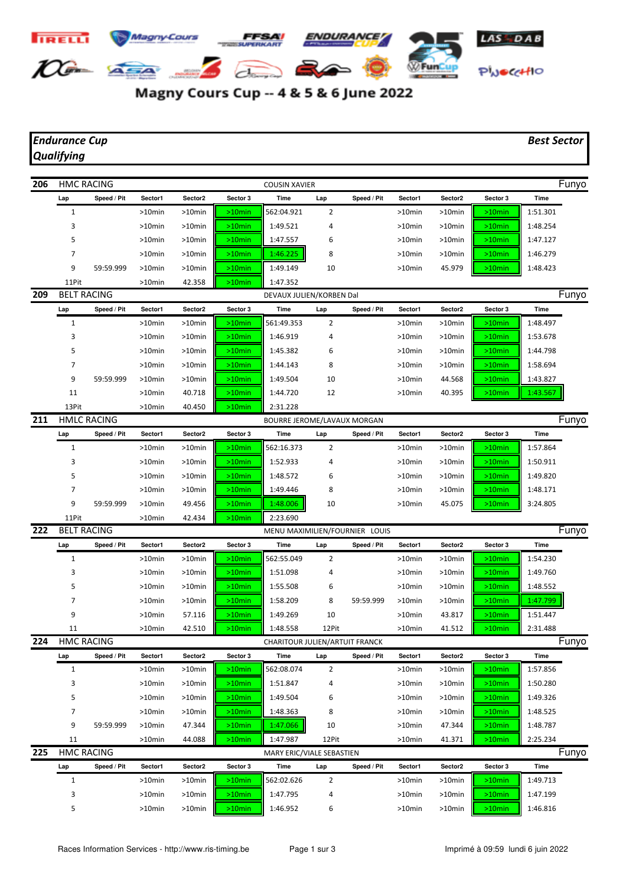# Magny Cours Cup -- 4 & 5 & 6 June 2022

***Endurance Cup***
***Qualifying***

***Best Sector***

## 206 HMC RACING — COUSIN XAVIER — Funyo

| Lap | Speed / Pit | Sector1 | Sector2 | Sector 3 | Time | Lap | Speed / Pit | Sector1 | Sector2 | Sector 3 | Time |
|---|---|---|---|---|---|---|---|---|---|---|---|
| 1 | | >10min | >10min | >10min | 562:04.921 | 2 | | >10min | >10min | >10min | 1:51.301 |
| 3 | | >10min | >10min | >10min | 1:49.521 | 4 | | >10min | >10min | >10min | 1:48.254 |
| 5 | | >10min | >10min | >10min | 1:47.557 | 6 | | >10min | >10min | >10min | 1:47.127 |
| 7 | | >10min | >10min | >10min | 1:46.225 | 8 | | >10min | >10min | >10min | 1:46.279 |
| 9 | 59:59.999 | >10min | >10min | >10min | 1:49.149 | 10 | | >10min | 45.979 | >10min | 1:48.423 |
| 11Pit | | >10min | 42.358 | >10min | 1:47.352 | | | | | | |

## 209 BELT RACING — DEVAUX JULIEN/KORBEN Dal — Funyo

| Lap | Speed / Pit | Sector1 | Sector2 | Sector 3 | Time | Lap | Speed / Pit | Sector1 | Sector2 | Sector 3 | Time |
|---|---|---|---|---|---|---|---|---|---|---|---|
| 1 | | >10min | >10min | >10min | 561:49.353 | 2 | | >10min | >10min | >10min | 1:48.497 |
| 3 | | >10min | >10min | >10min | 1:46.919 | 4 | | >10min | >10min | >10min | 1:53.678 |
| 5 | | >10min | >10min | >10min | 1:45.382 | 6 | | >10min | >10min | >10min | 1:44.798 |
| 7 | | >10min | >10min | >10min | 1:44.143 | 8 | | >10min | >10min | >10min | 1:58.694 |
| 9 | 59:59.999 | >10min | >10min | >10min | 1:49.504 | 10 | | >10min | 44.568 | >10min | 1:43.827 |
| 11 | | >10min | 40.718 | >10min | 1:44.720 | 12 | | >10min | 40.395 | >10min | 1:43.567 |
| 13Pit | | >10min | 40.450 | >10min | 2:31.228 | | | | | | |

## 211 HMLC RACING — BOURRE JEROME/LAVAUX MORGAN — Funyo

| Lap | Speed / Pit | Sector1 | Sector2 | Sector 3 | Time | Lap | Speed / Pit | Sector1 | Sector2 | Sector 3 | Time |
|---|---|---|---|---|---|---|---|---|---|---|---|
| 1 | | >10min | >10min | >10min | 562:16.373 | 2 | | >10min | >10min | >10min | 1:57.864 |
| 3 | | >10min | >10min | >10min | 1:52.933 | 4 | | >10min | >10min | >10min | 1:50.911 |
| 5 | | >10min | >10min | >10min | 1:48.572 | 6 | | >10min | >10min | >10min | 1:49.820 |
| 7 | | >10min | >10min | >10min | 1:49.446 | 8 | | >10min | >10min | >10min | 1:48.171 |
| 9 | 59:59.999 | >10min | 49.456 | >10min | 1:48.006 | 10 | | >10min | 45.075 | >10min | 3:24.805 |
| 11Pit | | >10min | 42.434 | >10min | 2:23.690 | | | | | | |

## 222 BELT RACING — MENU MAXIMILIEN/FOURNIER LOUIS — Funyo

| Lap | Speed / Pit | Sector1 | Sector2 | Sector 3 | Time | Lap | Speed / Pit | Sector1 | Sector2 | Sector 3 | Time |
|---|---|---|---|---|---|---|---|---|---|---|---|
| 1 | | >10min | >10min | >10min | 562:55.049 | 2 | | >10min | >10min | >10min | 1:54.230 |
| 3 | | >10min | >10min | >10min | 1:51.098 | 4 | | >10min | >10min | >10min | 1:49.760 |
| 5 | | >10min | >10min | >10min | 1:55.508 | 6 | | >10min | >10min | >10min | 1:48.552 |
| 7 | | >10min | >10min | >10min | 1:58.209 | 8 | 59:59.999 | >10min | >10min | >10min | 1:47.799 |
| 9 | | >10min | 57.116 | >10min | 1:49.269 | 10 | | >10min | 43.817 | >10min | 1:51.447 |
| 11 | | >10min | 42.510 | >10min | 1:48.558 | 12Pit | | >10min | 41.512 | >10min | 2:31.488 |

## 224 HMC RACING — CHARITOUR JULIEN/ARTUIT FRANCK — Funyo

| Lap | Speed / Pit | Sector1 | Sector2 | Sector 3 | Time | Lap | Speed / Pit | Sector1 | Sector2 | Sector 3 | Time |
|---|---|---|---|---|---|---|---|---|---|---|---|
| 1 | | >10min | >10min | >10min | 562:08.074 | 2 | | >10min | >10min | >10min | 1:57.856 |
| 3 | | >10min | >10min | >10min | 1:51.847 | 4 | | >10min | >10min | >10min | 1:50.280 |
| 5 | | >10min | >10min | >10min | 1:49.504 | 6 | | >10min | >10min | >10min | 1:49.326 |
| 7 | | >10min | >10min | >10min | 1:48.363 | 8 | | >10min | >10min | >10min | 1:48.525 |
| 9 | 59:59.999 | >10min | 47.344 | >10min | 1:47.066 | 10 | | >10min | 47.344 | >10min | 1:48.787 |
| 11 | | >10min | 44.088 | >10min | 1:47.987 | 12Pit | | >10min | 41.371 | >10min | 2:25.234 |

## 225 HMC RACING — MARY ERIC/VIALE SEBASTIEN — Funyo

| Lap | Speed / Pit | Sector1 | Sector2 | Sector 3 | Time | Lap | Speed / Pit | Sector1 | Sector2 | Sector 3 | Time |
|---|---|---|---|---|---|---|---|---|---|---|---|
| 1 | | >10min | >10min | >10min | 562:02.626 | 2 | | >10min | >10min | >10min | 1:49.713 |
| 3 | | >10min | >10min | >10min | 1:47.795 | 4 | | >10min | >10min | >10min | 1:47.199 |
| 5 | | >10min | >10min | >10min | 1:46.952 | 6 | | >10min | >10min | >10min | 1:46.816 |

Races Information Services - http://www.ris-timing.be

Imprimé à 09:59 lundi 6 juin 2022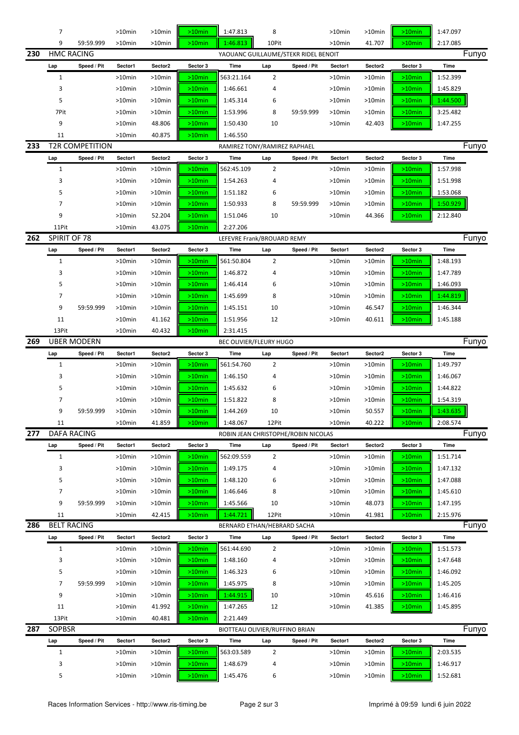| Lap | Speed / Pit | Sector1 | Sector2 | Sector 3 | Time | Lap | Speed / Pit | Sector1 | Sector2 | Sector 3 | Time |
|---|---|---|---|---|---|---|---|---|---|---|---|
| 7 | | >10min | >10min | >10min | 1:47.813 | 8 | | >10min | >10min | >10min | 1:47.097 |
| 9 | 59:59.999 | >10min | >10min | >10min | 1:46.813 | 10Pit | | >10min | 41.707 | >10min | 2:17.085 |

## 230 HMC RACING — YAOUANC GUILLAUME/STEKR RIDEL BENOIT — Funyo

| Lap | Speed / Pit | Sector1 | Sector2 | Sector 3 | Time | Lap | Speed / Pit | Sector1 | Sector2 | Sector 3 | Time |
|---|---|---|---|---|---|---|---|---|---|---|---|
| 1 | | >10min | >10min | >10min | 563:21.164 | 2 | | >10min | >10min | >10min | 1:52.399 |
| 3 | | >10min | >10min | >10min | 1:46.661 | 4 | | >10min | >10min | >10min | 1:45.829 |
| 5 | | >10min | >10min | >10min | 1:45.314 | 6 | | >10min | >10min | >10min | 1:44.500 |
| 7Pit | | >10min | >10min | >10min | 1:53.996 | 8 | 59:59.999 | >10min | >10min | >10min | 3:25.482 |
| 9 | | >10min | 48.806 | >10min | 1:50.430 | 10 | | >10min | 42.403 | >10min | 1:47.255 |
| 11 | | >10min | 40.875 | >10min | 1:46.550 | | | | | | |

## 233 T2R COMPETITION — RAMIREZ TONY/RAMIREZ RAPHAEL — Funyo

| Lap | Speed / Pit | Sector1 | Sector2 | Sector 3 | Time | Lap | Speed / Pit | Sector1 | Sector2 | Sector 3 | Time |
|---|---|---|---|---|---|---|---|---|---|---|---|
| 1 | | >10min | >10min | >10min | 562:45.109 | 2 | | >10min | >10min | >10min | 1:57.998 |
| 3 | | >10min | >10min | >10min | 1:54.263 | 4 | | >10min | >10min | >10min | 1:51.998 |
| 5 | | >10min | >10min | >10min | 1:51.182 | 6 | | >10min | >10min | >10min | 1:53.068 |
| 7 | | >10min | >10min | >10min | 1:50.933 | 8 | 59:59.999 | >10min | >10min | >10min | 1:50.929 |
| 9 | | >10min | 52.204 | >10min | 1:51.046 | 10 | | >10min | 44.366 | >10min | 2:12.840 |
| 11Pit | | >10min | 43.075 | >10min | 2:27.206 | | | | | | |

## 262 SPIRIT OF 78 — LEFEVRE Frank/BROUARD REMY — Funyo

| Lap | Speed / Pit | Sector1 | Sector2 | Sector 3 | Time | Lap | Speed / Pit | Sector1 | Sector2 | Sector 3 | Time |
|---|---|---|---|---|---|---|---|---|---|---|---|
| 1 | | >10min | >10min | >10min | 561:50.804 | 2 | | >10min | >10min | >10min | 1:48.193 |
| 3 | | >10min | >10min | >10min | 1:46.872 | 4 | | >10min | >10min | >10min | 1:47.789 |
| 5 | | >10min | >10min | >10min | 1:46.414 | 6 | | >10min | >10min | >10min | 1:46.093 |
| 7 | | >10min | >10min | >10min | 1:45.699 | 8 | | >10min | >10min | >10min | 1:44.819 |
| 9 | 59:59.999 | >10min | >10min | >10min | 1:45.151 | 10 | | >10min | 46.547 | >10min | 1:46.344 |
| 11 | | >10min | 41.162 | >10min | 1:51.956 | 12 | | >10min | 40.611 | >10min | 1:45.188 |
| 13Pit | | >10min | 40.432 | >10min | 2:31.415 | | | | | | |

## 269 UBER MODERN — BEC OLIVIER/FLEURY HUGO — Funyo

| Lap | Speed / Pit | Sector1 | Sector2 | Sector 3 | Time | Lap | Speed / Pit | Sector1 | Sector2 | Sector 3 | Time |
|---|---|---|---|---|---|---|---|---|---|---|---|
| 1 | | >10min | >10min | >10min | 561:54.760 | 2 | | >10min | >10min | >10min | 1:49.797 |
| 3 | | >10min | >10min | >10min | 1:46.150 | 4 | | >10min | >10min | >10min | 1:46.067 |
| 5 | | >10min | >10min | >10min | 1:45.632 | 6 | | >10min | >10min | >10min | 1:44.822 |
| 7 | | >10min | >10min | >10min | 1:51.822 | 8 | | >10min | >10min | >10min | 1:54.319 |
| 9 | 59:59.999 | >10min | >10min | >10min | 1:44.269 | 10 | | >10min | 50.557 | >10min | 1:43.635 |
| 11 | | >10min | 41.859 | >10min | 1:48.067 | 12Pit | | >10min | 40.222 | >10min | 2:08.574 |

## 277 DAFA RACING — ROBIN JEAN CHRISTOPHE/ROBIN NICOLAS — Funyo

| Lap | Speed / Pit | Sector1 | Sector2 | Sector 3 | Time | Lap | Speed / Pit | Sector1 | Sector2 | Sector 3 | Time |
|---|---|---|---|---|---|---|---|---|---|---|---|
| 1 | | >10min | >10min | >10min | 562:09.559 | 2 | | >10min | >10min | >10min | 1:51.714 |
| 3 | | >10min | >10min | >10min | 1:49.175 | 4 | | >10min | >10min | >10min | 1:47.132 |
| 5 | | >10min | >10min | >10min | 1:48.120 | 6 | | >10min | >10min | >10min | 1:47.088 |
| 7 | | >10min | >10min | >10min | 1:46.646 | 8 | | >10min | >10min | >10min | 1:45.610 |
| 9 | 59:59.999 | >10min | >10min | >10min | 1:45.566 | 10 | | >10min | 48.073 | >10min | 1:47.195 |
| 11 | | >10min | 42.415 | >10min | 1:44.721 | 12Pit | | >10min | 41.981 | >10min | 2:15.976 |

## 286 BELT RACING — BERNARD ETHAN/HEBRARD SACHA — Funyo

| Lap | Speed / Pit | Sector1 | Sector2 | Sector 3 | Time | Lap | Speed / Pit | Sector1 | Sector2 | Sector 3 | Time |
|---|---|---|---|---|---|---|---|---|---|---|---|
| 1 | | >10min | >10min | >10min | 561:44.690 | 2 | | >10min | >10min | >10min | 1:51.573 |
| 3 | | >10min | >10min | >10min | 1:48.160 | 4 | | >10min | >10min | >10min | 1:47.648 |
| 5 | | >10min | >10min | >10min | 1:46.323 | 6 | | >10min | >10min | >10min | 1:46.092 |
| 7 | 59:59.999 | >10min | >10min | >10min | 1:45.975 | 8 | | >10min | >10min | >10min | 1:45.205 |
| 9 | | >10min | >10min | >10min | 1:44.915 | 10 | | >10min | 45.616 | >10min | 1:46.416 |
| 11 | | >10min | 41.992 | >10min | 1:47.265 | 12 | | >10min | 41.385 | >10min | 1:45.895 |
| 13Pit | | >10min | 40.481 | >10min | 2:21.449 | | | | | | |

## 287 SOPBSR — BIOTTEAU OLIVIER/RUFFINO BRIAN — Funyo

| Lap | Speed / Pit | Sector1 | Sector2 | Sector 3 | Time | Lap | Speed / Pit | Sector1 | Sector2 | Sector 3 | Time |
|---|---|---|---|---|---|---|---|---|---|---|---|
| 1 | | >10min | >10min | >10min | 563:03.589 | 2 | | >10min | >10min | >10min | 2:03.535 |
| 3 | | >10min | >10min | >10min | 1:48.679 | 4 | | >10min | >10min | >10min | 1:46.917 |
| 5 | | >10min | >10min | >10min | 1:45.476 | 6 | | >10min | >10min | >10min | 1:52.681 |

Races Information Services - http://www.ris-timing.be    Imprimé à 09:59 lundi 6 juin 2022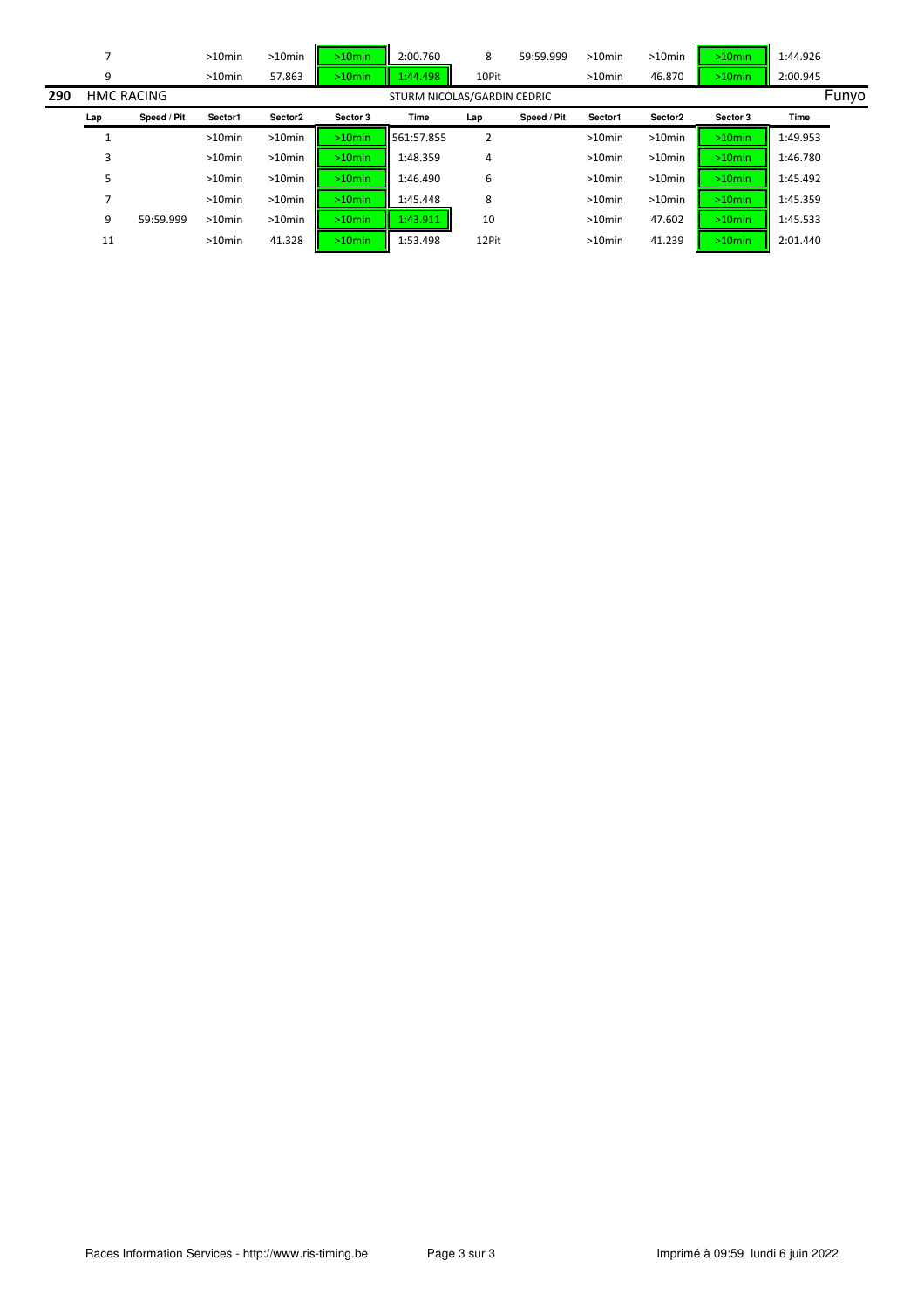| Lap | Speed / Pit | Sector1 | Sector2 | Sector 3 | Time | Lap | Speed / Pit | Sector1 | Sector2 | Sector 3 | Time |
|---|---|---|---|---|---|---|---|---|---|---|---|
| 7 | | >10min | >10min | >10min | 2:00.760 | 8 | 59:59.999 | >10min | >10min | >10min | 1:44.926 |
| 9 | | >10min | 57.863 | >10min | 1:44.498 | 10Pit | | >10min | 46.870 | >10min | 2:00.945 |

**290** HMC RACING — STURM NICOLAS/GARDIN CEDRIC — Funyo

| Lap | Speed / Pit | Sector1 | Sector2 | Sector 3 | Time | Lap | Speed / Pit | Sector1 | Sector2 | Sector 3 | Time |
|---|---|---|---|---|---|---|---|---|---|---|---|
| 1 | | >10min | >10min | >10min | 561:57.855 | 2 | | >10min | >10min | >10min | 1:49.953 |
| 3 | | >10min | >10min | >10min | 1:48.359 | 4 | | >10min | >10min | >10min | 1:46.780 |
| 5 | | >10min | >10min | >10min | 1:46.490 | 6 | | >10min | >10min | >10min | 1:45.492 |
| 7 | | >10min | >10min | >10min | 1:45.448 | 8 | | >10min | >10min | >10min | 1:45.359 |
| 9 | 59:59.999 | >10min | >10min | >10min | 1:43.911 | 10 | | >10min | 47.602 | >10min | 1:45.533 |
| 11 | | >10min | 41.328 | >10min | 1:53.498 | 12Pit | | >10min | 41.239 | >10min | 2:01.440 |

Races Information Services - http://www.ris-timing.be

Imprimé à 09:59 lundi 6 juin 2022